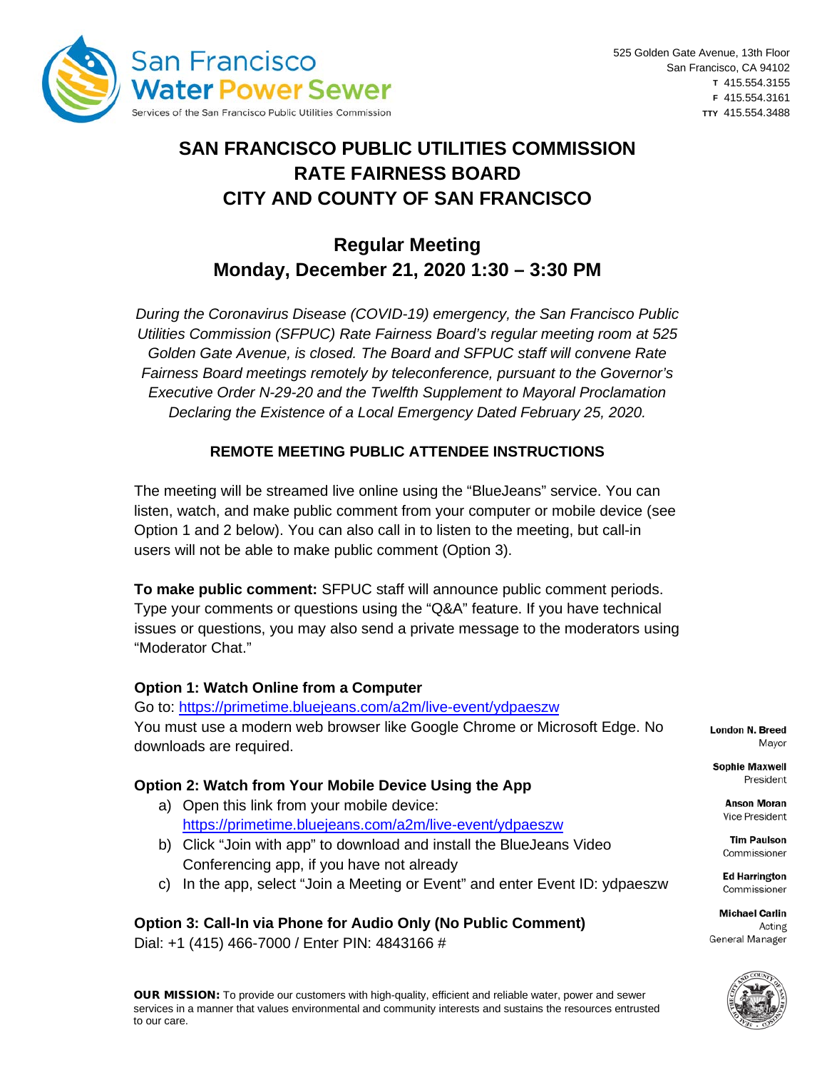San Francisco Water Power Sewer

Services of the San Francisco Public Utilities Commission

525 Golden Gate Avenue, 13th Floor
San Francisco, CA 94102
T 415.554.3155
F 415.554.3161
TTY 415.554.3488

# SAN FRANCISCO PUBLIC UTILITIES COMMISSION
# RATE FAIRNESS BOARD
# CITY AND COUNTY OF SAN FRANCISCO

## Regular Meeting
## Monday, December 21, 2020 1:30 – 3:30 PM

*During the Coronavirus Disease (COVID-19) emergency, the San Francisco Public Utilities Commission (SFPUC) Rate Fairness Board's regular meeting room at 525 Golden Gate Avenue, is closed. The Board and SFPUC staff will convene Rate Fairness Board meetings remotely by teleconference, pursuant to the Governor's Executive Order N-29-20 and the Twelfth Supplement to Mayoral Proclamation Declaring the Existence of a Local Emergency Dated February 25, 2020.*

### REMOTE MEETING PUBLIC ATTENDEE INSTRUCTIONS

The meeting will be streamed live online using the "BlueJeans" service. You can listen, watch, and make public comment from your computer or mobile device (see Option 1 and 2 below). You can also call in to listen to the meeting, but call-in users will not be able to make public comment (Option 3).

**To make public comment:** SFPUC staff will announce public comment periods. Type your comments or questions using the "Q&A" feature. If you have technical issues or questions, you may also send a private message to the moderators using "Moderator Chat."

**Option 1: Watch Online from a Computer**

Go to: https://primetime.bluejeans.com/a2m/live-event/ydpaeszw
You must use a modern web browser like Google Chrome or Microsoft Edge. No downloads are required.

**Option 2: Watch from Your Mobile Device Using the App**

a) Open this link from your mobile device: https://primetime.bluejeans.com/a2m/live-event/ydpaeszw
b) Click "Join with app" to download and install the BlueJeans Video Conferencing app, if you have not already
c) In the app, select "Join a Meeting or Event" and enter Event ID: ydpaeszw

**Option 3: Call-In via Phone for Audio Only (No Public Comment)**

Dial: +1 (415) 466-7000 / Enter PIN: 4843166 #

**London N. Breed**
Mayor

**Sophie Maxwell**
President

**Anson Moran**
Vice President

**Tim Paulson**
Commissioner

**Ed Harrington**
Commissioner

**Michael Carlin**
Acting General Manager

**OUR MISSION:** To provide our customers with high-quality, efficient and reliable water, power and sewer services in a manner that values environmental and community interests and sustains the resources entrusted to our care.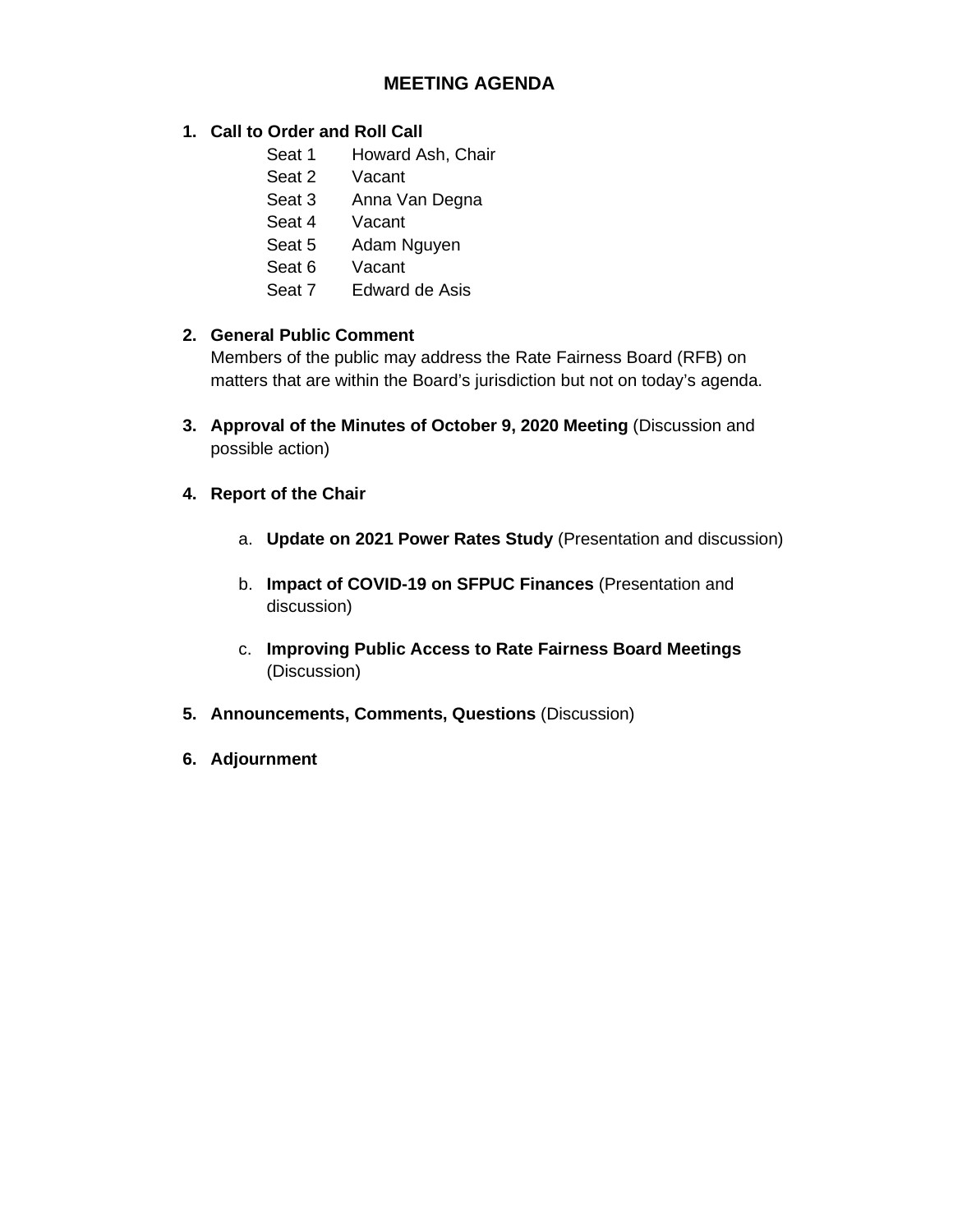# MEETING AGENDA

1. **Call to Order and Roll Call**

   | | |
   |---|---|
   | Seat 1 | Howard Ash, Chair |
   | Seat 2 | Vacant |
   | Seat 3 | Anna Van Degna |
   | Seat 4 | Vacant |
   | Seat 5 | Adam Nguyen |
   | Seat 6 | Vacant |
   | Seat 7 | Edward de Asis |

2. **General Public Comment**
   Members of the public may address the Rate Fairness Board (RFB) on matters that are within the Board's jurisdiction but not on today's agenda.

3. **Approval of the Minutes of October 9, 2020 Meeting** (Discussion and possible action)

4. **Report of the Chair**

   a. **Update on 2021 Power Rates Study** (Presentation and discussion)

   b. **Impact of COVID-19 on SFPUC Finances** (Presentation and discussion)

   c. **Improving Public Access to Rate Fairness Board Meetings** (Discussion)

5. **Announcements, Comments, Questions** (Discussion)

6. **Adjournment**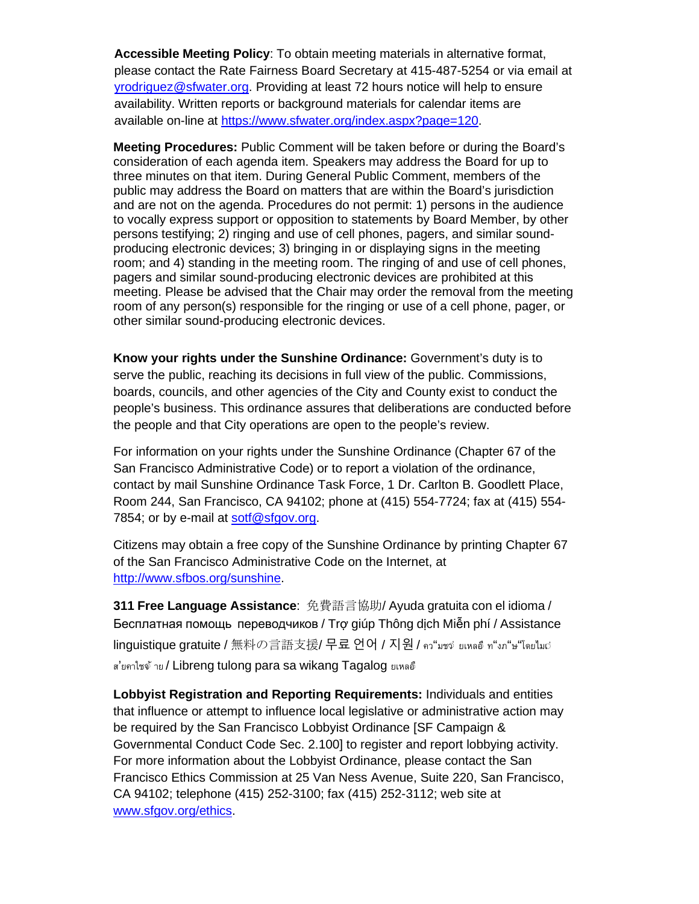**Accessible Meeting Policy**: To obtain meeting materials in alternative format, please contact the Rate Fairness Board Secretary at 415-487-5254 or via email at yrodriguez@sfwater.org. Providing at least 72 hours notice will help to ensure availability. Written reports or background materials for calendar items are available on-line at https://www.sfwater.org/index.aspx?page=120.

**Meeting Procedures:** Public Comment will be taken before or during the Board's consideration of each agenda item. Speakers may address the Board for up to three minutes on that item. During General Public Comment, members of the public may address the Board on matters that are within the Board's jurisdiction and are not on the agenda. Procedures do not permit: 1) persons in the audience to vocally express support or opposition to statements by Board Member, by other persons testifying; 2) ringing and use of cell phones, pagers, and similar sound-producing electronic devices; 3) bringing in or displaying signs in the meeting room; and 4) standing in the meeting room. The ringing of and use of cell phones, pagers and similar sound-producing electronic devices are prohibited at this meeting. Please be advised that the Chair may order the removal from the meeting room of any person(s) responsible for the ringing or use of a cell phone, pager, or other similar sound-producing electronic devices.

**Know your rights under the Sunshine Ordinance:** Government's duty is to serve the public, reaching its decisions in full view of the public. Commissions, boards, councils, and other agencies of the City and County exist to conduct the people's business. This ordinance assures that deliberations are conducted before the people and that City operations are open to the people's review.

For information on your rights under the Sunshine Ordinance (Chapter 67 of the San Francisco Administrative Code) or to report a violation of the ordinance, contact by mail Sunshine Ordinance Task Force, 1 Dr. Carlton B. Goodlett Place, Room 244, San Francisco, CA 94102; phone at (415) 554-7724; fax at (415) 554-7854; or by e-mail at sotf@sfgov.org.

Citizens may obtain a free copy of the Sunshine Ordinance by printing Chapter 67 of the San Francisco Administrative Code on the Internet, at http://www.sfbos.org/sunshine.

**311 Free Language Assistance**: 免費語言協助/ Ayuda gratuita con el idioma / Бесплатная помощь переводчиков / Trợ giúp Thông dịch Miễn phí / Assistance linguistique gratuite / 無料の言語支援/ 무료 언어 / 지원 / คว"มชว่ ยเหลอื ท"งภ"ษ"โดยไม่ ส'ยค่าใช้จ่ าย / Libreng tulong para sa wikang Tagalog ยเหลอื

**Lobbyist Registration and Reporting Requirements:** Individuals and entities that influence or attempt to influence local legislative or administrative action may be required by the San Francisco Lobbyist Ordinance [SF Campaign & Governmental Conduct Code Sec. 2.100] to register and report lobbying activity. For more information about the Lobbyist Ordinance, please contact the San Francisco Ethics Commission at 25 Van Ness Avenue, Suite 220, San Francisco, CA 94102; telephone (415) 252-3100; fax (415) 252-3112; web site at www.sfgov.org/ethics.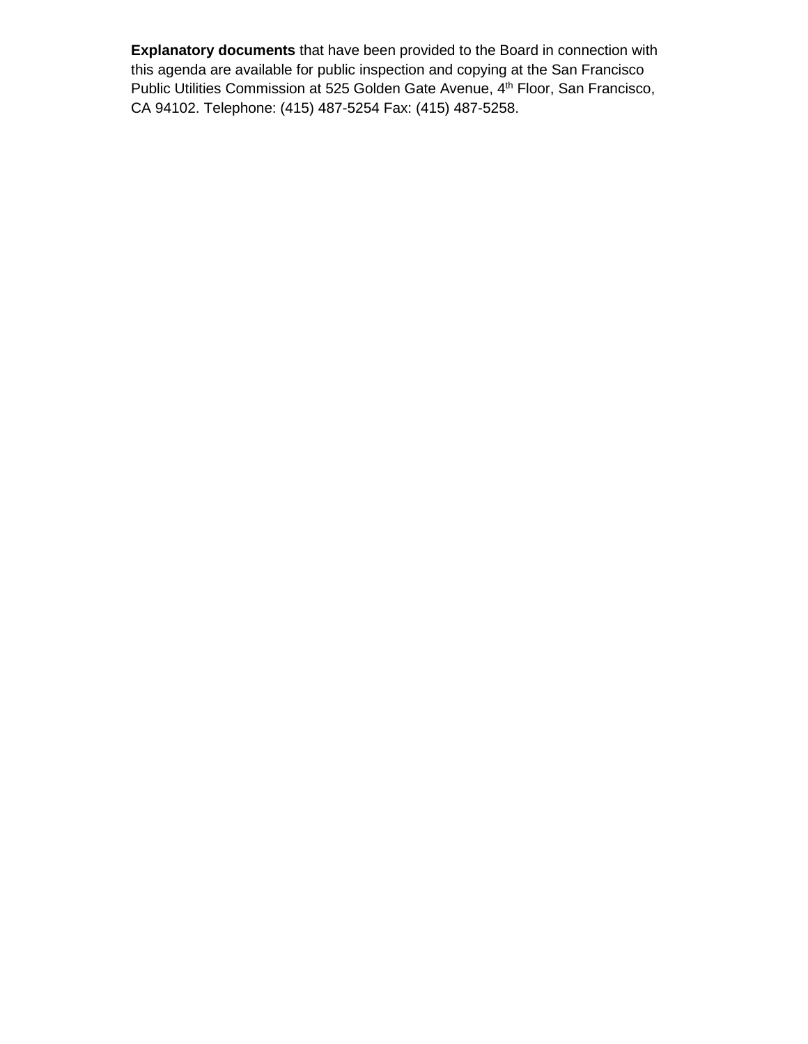**Explanatory documents** that have been provided to the Board in connection with this agenda are available for public inspection and copying at the San Francisco Public Utilities Commission at 525 Golden Gate Avenue, 4th Floor, San Francisco, CA 94102. Telephone: (415) 487-5254 Fax: (415) 487-5258.